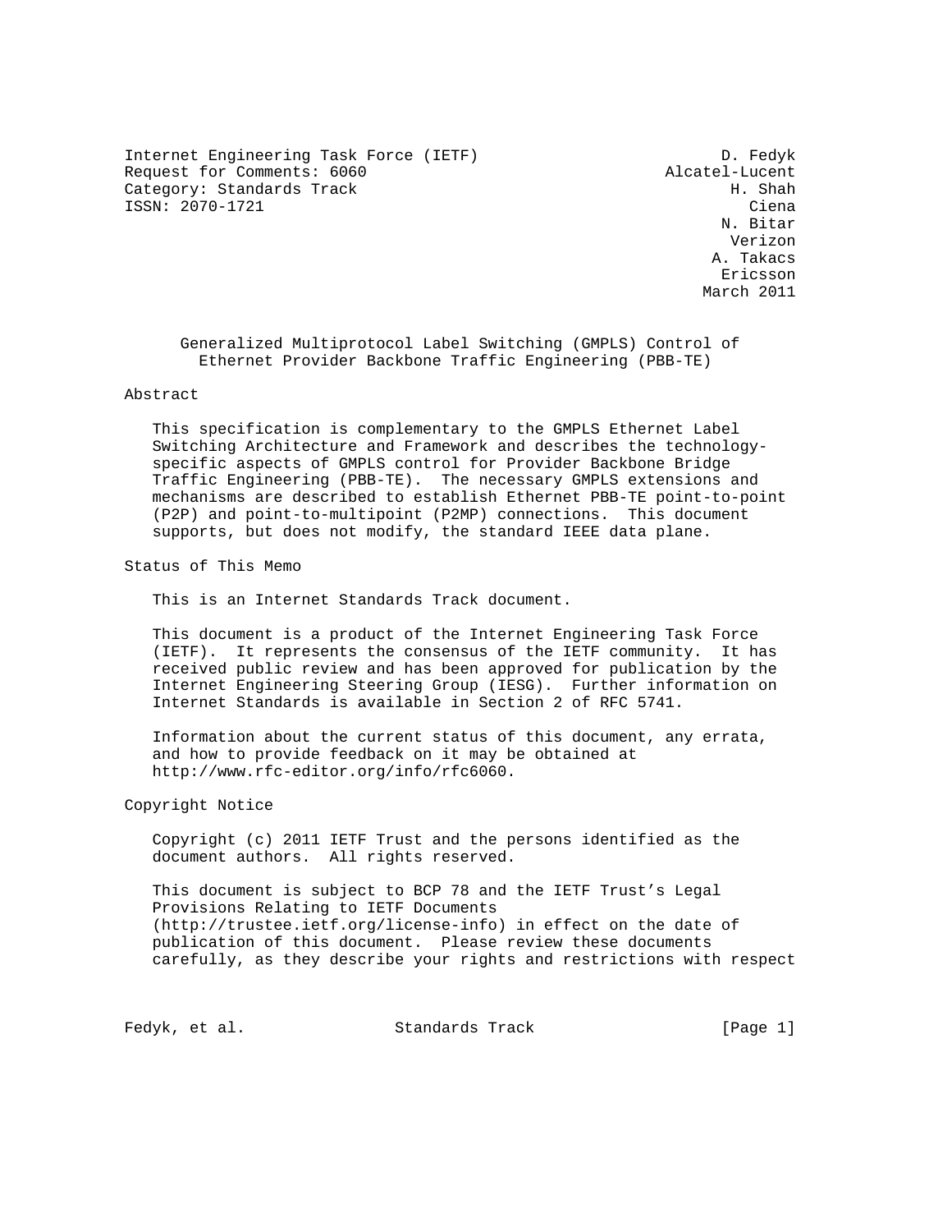Internet Engineering Task Force (IETF) D. Fedyk
Request for Comments: 6060 Alcatel-Lucent
Category: Standards Track H. Shah
ISSN: 2070-1721 Ciena
N. Bitar
Verizon
A. Takacs
Ericsson
March 2011

# Generalized Multiprotocol Label Switching (GMPLS) Control of Ethernet Provider Backbone Traffic Engineering (PBB-TE)

## Abstract

This specification is complementary to the GMPLS Ethernet Label Switching Architecture and Framework and describes the technology-specific aspects of GMPLS control for Provider Backbone Bridge Traffic Engineering (PBB-TE). The necessary GMPLS extensions and mechanisms are described to establish Ethernet PBB-TE point-to-point (P2P) and point-to-multipoint (P2MP) connections. This document supports, but does not modify, the standard IEEE data plane.

## Status of This Memo

This is an Internet Standards Track document.

This document is a product of the Internet Engineering Task Force (IETF). It represents the consensus of the IETF community. It has received public review and has been approved for publication by the Internet Engineering Steering Group (IESG). Further information on Internet Standards is available in Section 2 of RFC 5741.

Information about the current status of this document, any errata, and how to provide feedback on it may be obtained at http://www.rfc-editor.org/info/rfc6060.

## Copyright Notice

Copyright (c) 2011 IETF Trust and the persons identified as the document authors. All rights reserved.

This document is subject to BCP 78 and the IETF Trust's Legal Provisions Relating to IETF Documents (http://trustee.ietf.org/license-info) in effect on the date of publication of this document. Please review these documents carefully, as they describe your rights and restrictions with respect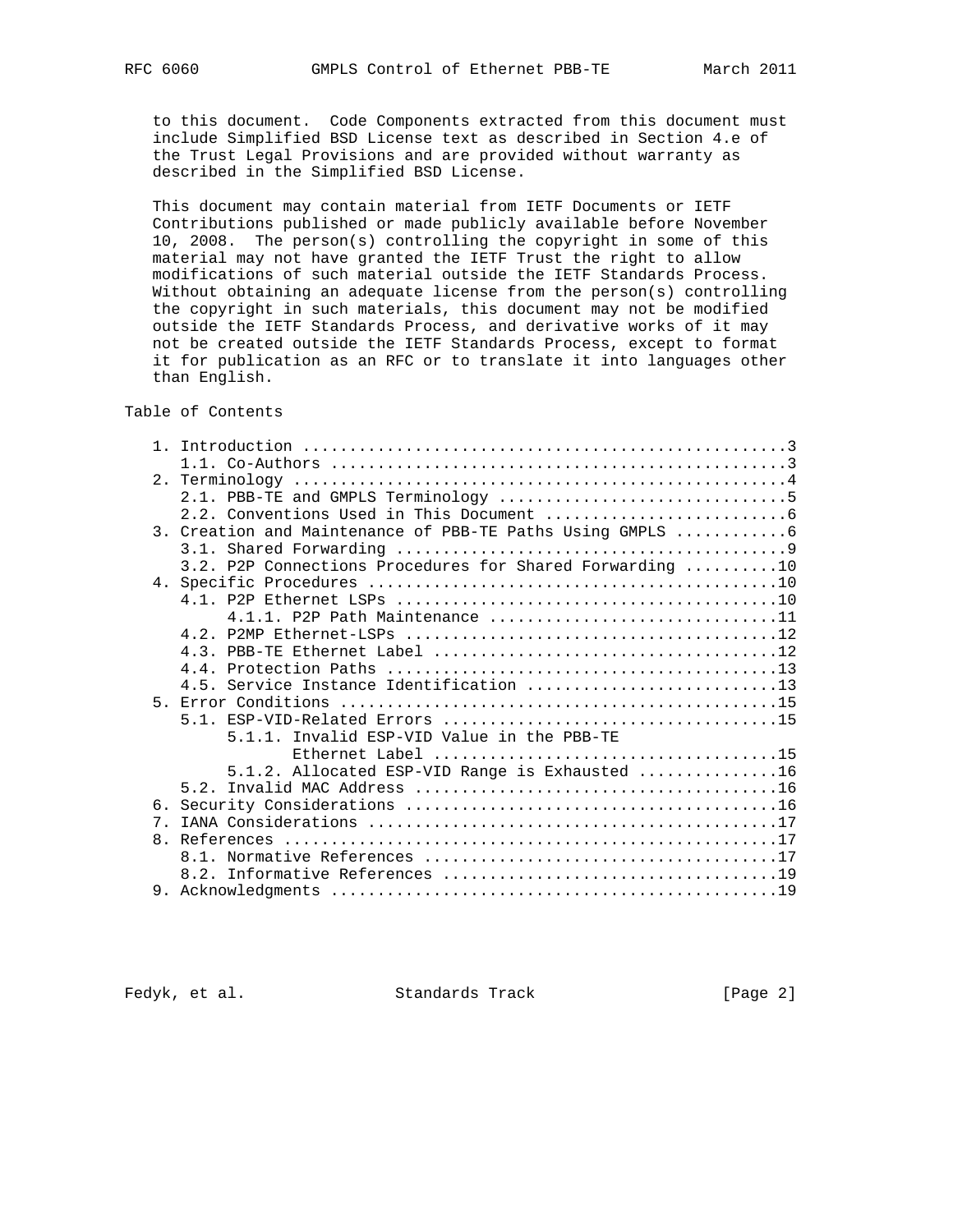to this document. Code Components extracted from this document must include Simplified BSD License text as described in Section 4.e of the Trust Legal Provisions and are provided without warranty as described in the Simplified BSD License.

This document may contain material from IETF Documents or IETF Contributions published or made publicly available before November 10, 2008. The person(s) controlling the copyright in some of this material may not have granted the IETF Trust the right to allow modifications of such material outside the IETF Standards Process. Without obtaining an adequate license from the person(s) controlling the copyright in such materials, this document may not be modified outside the IETF Standards Process, and derivative works of it may not be created outside the IETF Standards Process, except to format it for publication as an RFC or to translate it into languages other than English.

## Table of Contents

```
   1. Introduction ....................................................3
      1.1. Co-Authors .................................................3
   2. Terminology .....................................................4
      2.1. PBB-TE and GMPLS Terminology ...............................5
      2.2. Conventions Used in This Document ..........................6
   3. Creation and Maintenance of PBB-TE Paths Using GMPLS ............6
      3.1. Shared Forwarding ..........................................9
      3.2. P2P Connections Procedures for Shared Forwarding ..........10
   4. Specific Procedures ............................................10
      4.1. P2P Ethernet LSPs .........................................10
           4.1.1. P2P Path Maintenance ...............................11
      4.2. P2MP Ethernet-LSPs ........................................12
      4.3. PBB-TE Ethernet Label .....................................12
      4.4. Protection Paths ..........................................13
      4.5. Service Instance Identification ...........................13
   5. Error Conditions ...............................................15
      5.1. ESP-VID-Related Errors ....................................15
           5.1.1. Invalid ESP-VID Value in the PBB-TE
                  Ethernet Label .....................................15
           5.1.2. Allocated ESP-VID Range is Exhausted ...............16
      5.2. Invalid MAC Address .......................................16
   6. Security Considerations ........................................16
   7. IANA Considerations ............................................17
   8. References .....................................................17
      8.1. Normative References ......................................17
      8.2. Informative References ....................................19
   9. Acknowledgments ................................................19
```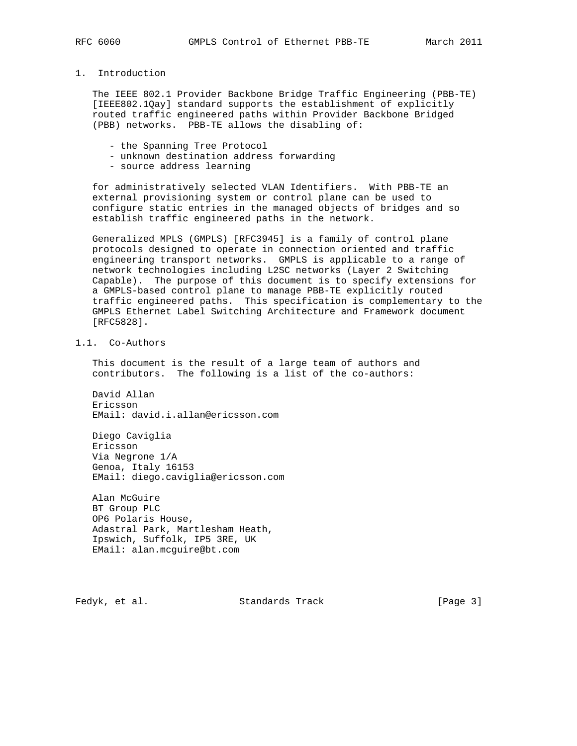# 1. Introduction

The IEEE 802.1 Provider Backbone Bridge Traffic Engineering (PBB-TE) [IEEE802.1Qay] standard supports the establishment of explicitly routed traffic engineered paths within Provider Backbone Bridged (PBB) networks. PBB-TE allows the disabling of:

- the Spanning Tree Protocol
- unknown destination address forwarding
- source address learning

for administratively selected VLAN Identifiers. With PBB-TE an external provisioning system or control plane can be used to configure static entries in the managed objects of bridges and so establish traffic engineered paths in the network.

Generalized MPLS (GMPLS) [RFC3945] is a family of control plane protocols designed to operate in connection oriented and traffic engineering transport networks. GMPLS is applicable to a range of network technologies including L2SC networks (Layer 2 Switching Capable). The purpose of this document is to specify extensions for a GMPLS-based control plane to manage PBB-TE explicitly routed traffic engineered paths. This specification is complementary to the GMPLS Ethernet Label Switching Architecture and Framework document [RFC5828].

## 1.1. Co-Authors

This document is the result of a large team of authors and contributors. The following is a list of the co-authors:

David Allan
Ericsson
EMail: david.i.allan@ericsson.com

Diego Caviglia
Ericsson
Via Negrone 1/A
Genoa, Italy 16153
EMail: diego.caviglia@ericsson.com

Alan McGuire
BT Group PLC
OP6 Polaris House,
Adastral Park, Martlesham Heath,
Ipswich, Suffolk, IP5 3RE, UK
EMail: alan.mcguire@bt.com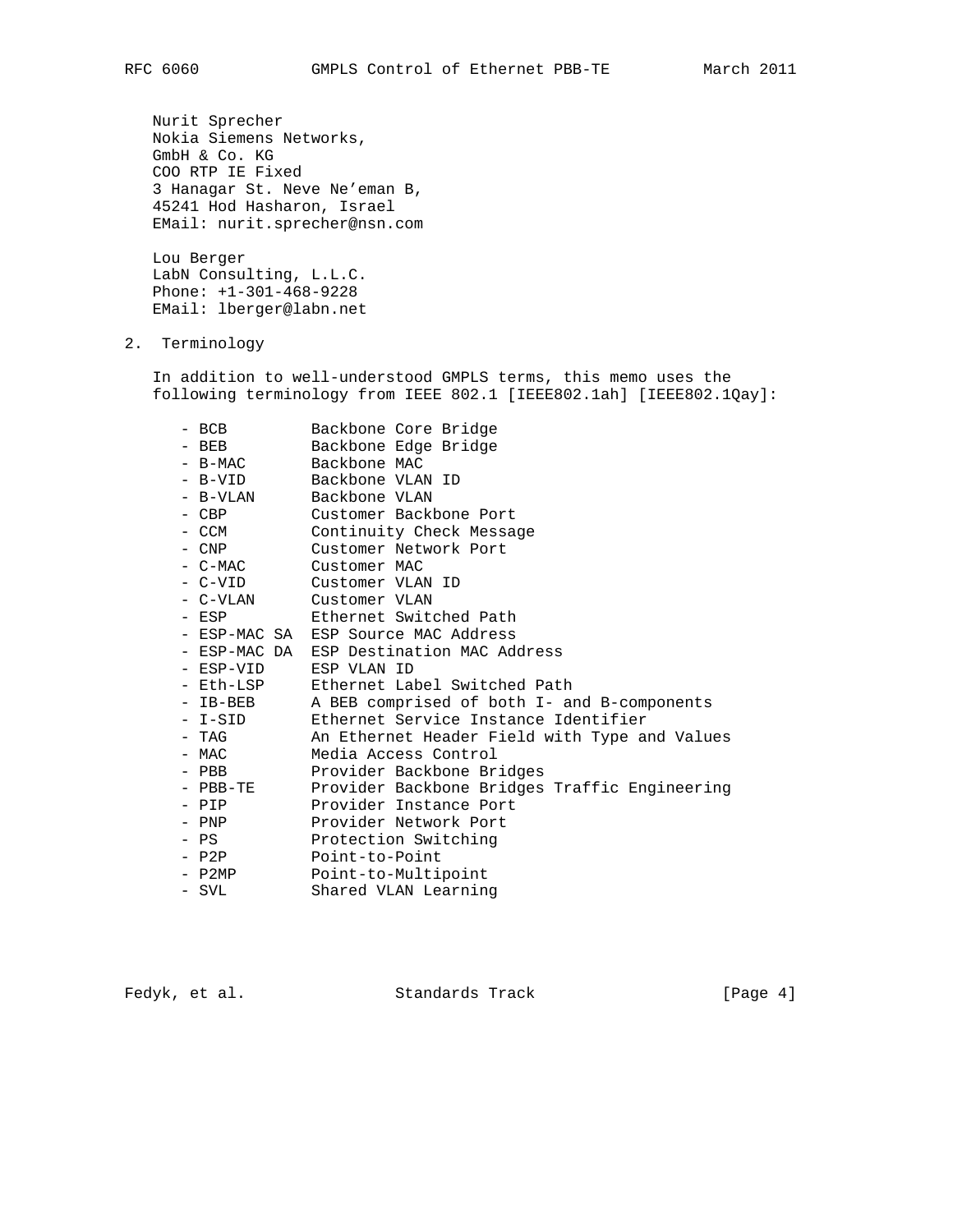Nurit Sprecher
Nokia Siemens Networks,
GmbH & Co. KG
COO RTP IE Fixed
3 Hanagar St. Neve Ne'eman B,
45241 Hod Hasharon, Israel
EMail: nurit.sprecher@nsn.com

Lou Berger
LabN Consulting, L.L.C.
Phone: +1-301-468-9228
EMail: lberger@labn.net

## 2. Terminology

In addition to well-understood GMPLS terms, this memo uses the following terminology from IEEE 802.1 [IEEE802.1ah] [IEEE802.1Qay]:

- BCB Backbone Core Bridge
- BEB Backbone Edge Bridge
- B-MAC Backbone MAC
- B-VID Backbone VLAN ID
- B-VLAN Backbone VLAN
- CBP Customer Backbone Port
- CCM Continuity Check Message
- CNP Customer Network Port
- C-MAC Customer MAC
- C-VID Customer VLAN ID
- C-VLAN Customer VLAN
- ESP Ethernet Switched Path
- ESP-MAC SA ESP Source MAC Address
- ESP-MAC DA ESP Destination MAC Address
- ESP-VID ESP VLAN ID
- Eth-LSP Ethernet Label Switched Path
- IB-BEB A BEB comprised of both I- and B-components
- I-SID Ethernet Service Instance Identifier
- TAG An Ethernet Header Field with Type and Values
- MAC Media Access Control
- PBB Provider Backbone Bridges
- PBB-TE Provider Backbone Bridges Traffic Engineering
- PIP Provider Instance Port
- PNP Provider Network Port
- PS Protection Switching
- P2P Point-to-Point
- P2MP Point-to-Multipoint
- SVL Shared VLAN Learning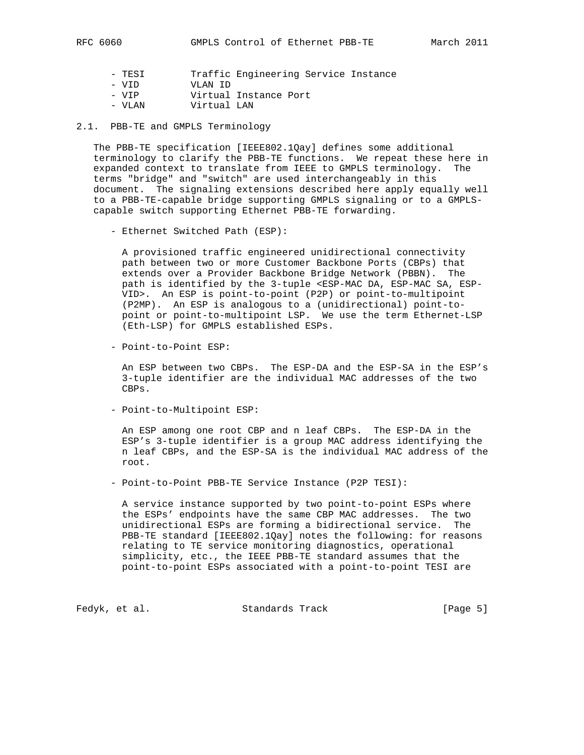- TESI Traffic Engineering Service Instance
- VID VLAN ID
- VIP Virtual Instance Port
- VLAN Virtual LAN

### 2.1. PBB-TE and GMPLS Terminology

The PBB-TE specification [IEEE802.1Qay] defines some additional terminology to clarify the PBB-TE functions. We repeat these here in expanded context to translate from IEEE to GMPLS terminology. The terms "bridge" and "switch" are used interchangeably in this document. The signaling extensions described here apply equally well to a PBB-TE-capable bridge supporting GMPLS signaling or to a GMPLS-capable switch supporting Ethernet PBB-TE forwarding.

- Ethernet Switched Path (ESP):

  A provisioned traffic engineered unidirectional connectivity path between two or more Customer Backbone Ports (CBPs) that extends over a Provider Backbone Bridge Network (PBBN). The path is identified by the 3-tuple <ESP-MAC DA, ESP-MAC SA, ESP-VID>. An ESP is point-to-point (P2P) or point-to-multipoint (P2MP). An ESP is analogous to a (unidirectional) point-to-point or point-to-multipoint LSP. We use the term Ethernet-LSP (Eth-LSP) for GMPLS established ESPs.

- Point-to-Point ESP:

  An ESP between two CBPs. The ESP-DA and the ESP-SA in the ESP's 3-tuple identifier are the individual MAC addresses of the two CBPs.

- Point-to-Multipoint ESP:

  An ESP among one root CBP and n leaf CBPs. The ESP-DA in the ESP's 3-tuple identifier is a group MAC address identifying the n leaf CBPs, and the ESP-SA is the individual MAC address of the root.

- Point-to-Point PBB-TE Service Instance (P2P TESI):

  A service instance supported by two point-to-point ESPs where the ESPs' endpoints have the same CBP MAC addresses. The two unidirectional ESPs are forming a bidirectional service. The PBB-TE standard [IEEE802.1Qay] notes the following: for reasons relating to TE service monitoring diagnostics, operational simplicity, etc., the IEEE PBB-TE standard assumes that the point-to-point ESPs associated with a point-to-point TESI are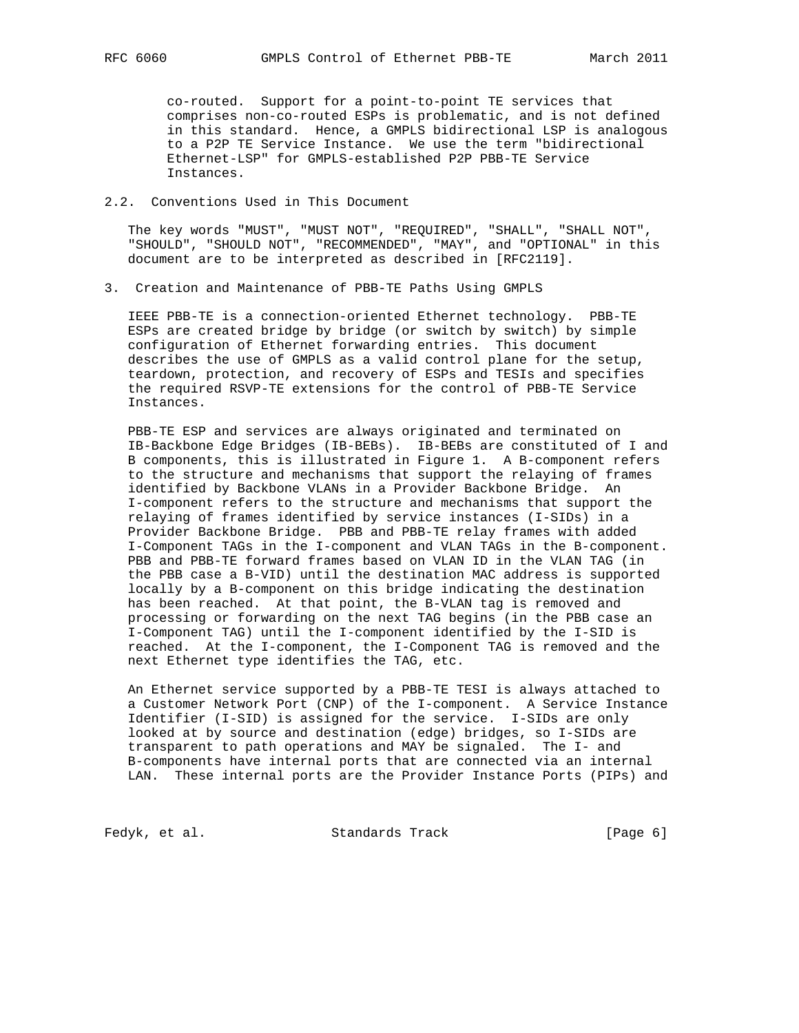co-routed. Support for a point-to-point TE services that comprises non-co-routed ESPs is problematic, and is not defined in this standard. Hence, a GMPLS bidirectional LSP is analogous to a P2P TE Service Instance. We use the term "bidirectional Ethernet-LSP" for GMPLS-established P2P PBB-TE Service Instances.

### 2.2. Conventions Used in This Document

The key words "MUST", "MUST NOT", "REQUIRED", "SHALL", "SHALL NOT", "SHOULD", "SHOULD NOT", "RECOMMENDED", "MAY", and "OPTIONAL" in this document are to be interpreted as described in [RFC2119].

## 3. Creation and Maintenance of PBB-TE Paths Using GMPLS

IEEE PBB-TE is a connection-oriented Ethernet technology. PBB-TE ESPs are created bridge by bridge (or switch by switch) by simple configuration of Ethernet forwarding entries. This document describes the use of GMPLS as a valid control plane for the setup, teardown, protection, and recovery of ESPs and TESIs and specifies the required RSVP-TE extensions for the control of PBB-TE Service Instances.

PBB-TE ESP and services are always originated and terminated on IB-Backbone Edge Bridges (IB-BEBs). IB-BEBs are constituted of I and B components, this is illustrated in Figure 1. A B-component refers to the structure and mechanisms that support the relaying of frames identified by Backbone VLANs in a Provider Backbone Bridge. An I-component refers to the structure and mechanisms that support the relaying of frames identified by service instances (I-SIDs) in a Provider Backbone Bridge. PBB and PBB-TE relay frames with added I-Component TAGs in the I-component and VLAN TAGs in the B-component. PBB and PBB-TE forward frames based on VLAN ID in the VLAN TAG (in the PBB case a B-VID) until the destination MAC address is supported locally by a B-component on this bridge indicating the destination has been reached. At that point, the B-VLAN tag is removed and processing or forwarding on the next TAG begins (in the PBB case an I-Component TAG) until the I-component identified by the I-SID is reached. At the I-component, the I-Component TAG is removed and the next Ethernet type identifies the TAG, etc.

An Ethernet service supported by a PBB-TE TESI is always attached to a Customer Network Port (CNP) of the I-component. A Service Instance Identifier (I-SID) is assigned for the service. I-SIDs are only looked at by source and destination (edge) bridges, so I-SIDs are transparent to path operations and MAY be signaled. The I- and B-components have internal ports that are connected via an internal LAN. These internal ports are the Provider Instance Ports (PIPs) and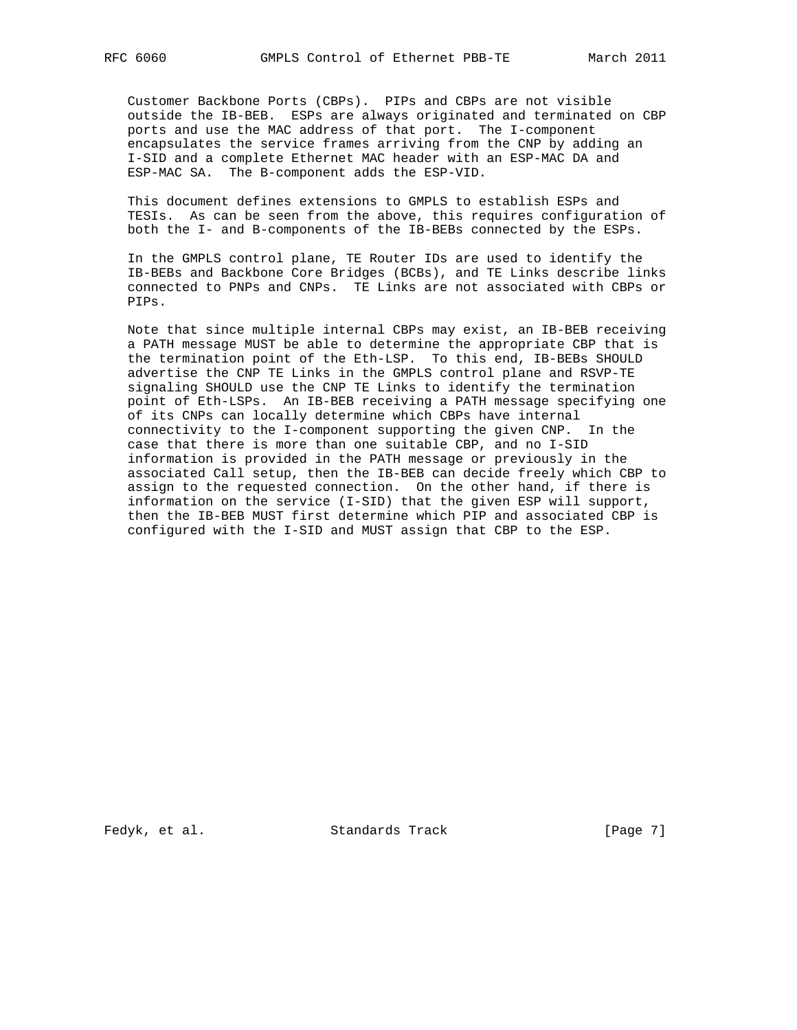Customer Backbone Ports (CBPs). PIPs and CBPs are not visible outside the IB-BEB. ESPs are always originated and terminated on CBP ports and use the MAC address of that port. The I-component encapsulates the service frames arriving from the CNP by adding an I-SID and a complete Ethernet MAC header with an ESP-MAC DA and ESP-MAC SA. The B-component adds the ESP-VID.

This document defines extensions to GMPLS to establish ESPs and TESIs. As can be seen from the above, this requires configuration of both the I- and B-components of the IB-BEBs connected by the ESPs.

In the GMPLS control plane, TE Router IDs are used to identify the IB-BEBs and Backbone Core Bridges (BCBs), and TE Links describe links connected to PNPs and CNPs. TE Links are not associated with CBPs or PIPs.

Note that since multiple internal CBPs may exist, an IB-BEB receiving a PATH message MUST be able to determine the appropriate CBP that is the termination point of the Eth-LSP. To this end, IB-BEBs SHOULD advertise the CNP TE Links in the GMPLS control plane and RSVP-TE signaling SHOULD use the CNP TE Links to identify the termination point of Eth-LSPs. An IB-BEB receiving a PATH message specifying one of its CNPs can locally determine which CBPs have internal connectivity to the I-component supporting the given CNP. In the case that there is more than one suitable CBP, and no I-SID information is provided in the PATH message or previously in the associated Call setup, then the IB-BEB can decide freely which CBP to assign to the requested connection. On the other hand, if there is information on the service (I-SID) that the given ESP will support, then the IB-BEB MUST first determine which PIP and associated CBP is configured with the I-SID and MUST assign that CBP to the ESP.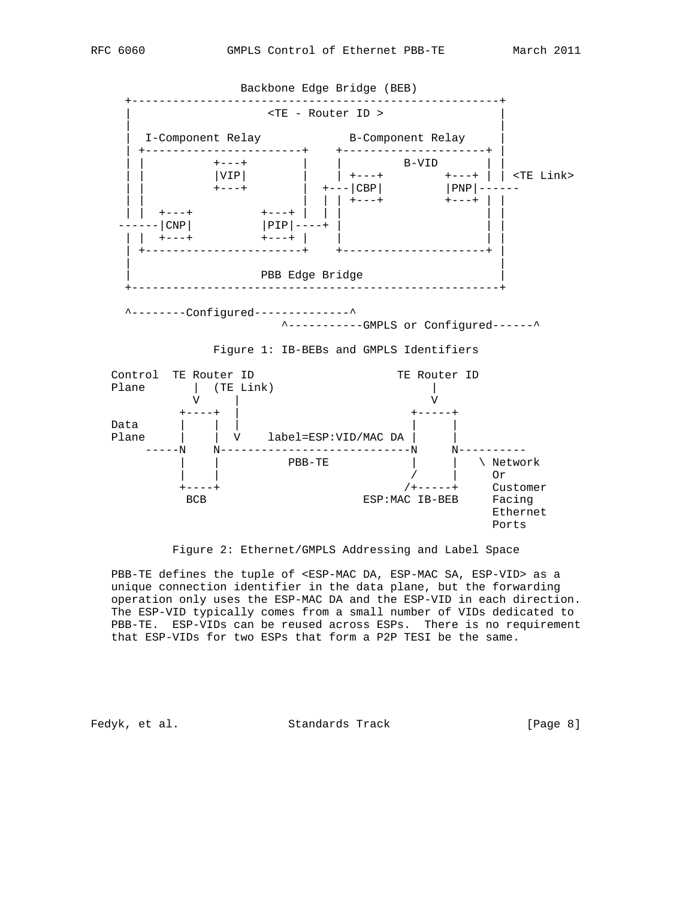```
                     Backbone Edge Bridge (BEB)
     +-----------------------------------------------------+
     |                    <TE - Router ID >                |
     |                                                     |
     |  I-Component Relay            B-Component Relay     |
     | +-----------------------+    +---------------------+ |
     | |          +---+        |    |         B-VID       | |
     | |          |VIP|        |    | +---+         +---+ | | <TE Link>
     | |          +---+        |  +---|CBP|         |PNP|------
     | |                       |  | | +---+         +---+ | |
     | |  +---+          +---+ |  | |                     | |
    ------|CNP|          |PIP|----+ |                     | |
     | |  +---+          +---+ |    |                     | |
     | +-----------------------+    +---------------------+ |
     |                                                     |
     |                   PBB Edge Bridge                   |
     +-----------------------------------------------------+

     ^--------Configured--------------^
                            ^-----------GMPLS or Configured------^
```

Figure 1: IB-BEBs and GMPLS Identifiers

```
   Control  TE Router ID                     TE Router ID
   Plane       |  (TE Link)                       |
               V     |                            V
             +----+  |                         +-----+
   Data      |    |  |                         |     |
   Plane     |    |  V    label=ESP:VID/MAC DA |     |
        -----N    N----------------------------N     N----------
             |    |          PBB-TE            |     |   \ Network
             |    |                            /     |     Or
             +----+                           /+-----+     Customer
              BCB                      ESP:MAC IB-BEB      Facing
                                                           Ethernet
                                                           Ports
```

Figure 2: Ethernet/GMPLS Addressing and Label Space

PBB-TE defines the tuple of <ESP-MAC DA, ESP-MAC SA, ESP-VID> as a unique connection identifier in the data plane, but the forwarding operation only uses the ESP-MAC DA and the ESP-VID in each direction. The ESP-VID typically comes from a small number of VIDs dedicated to PBB-TE. ESP-VIDs can be reused across ESPs. There is no requirement that ESP-VIDs for two ESPs that form a P2P TESI be the same.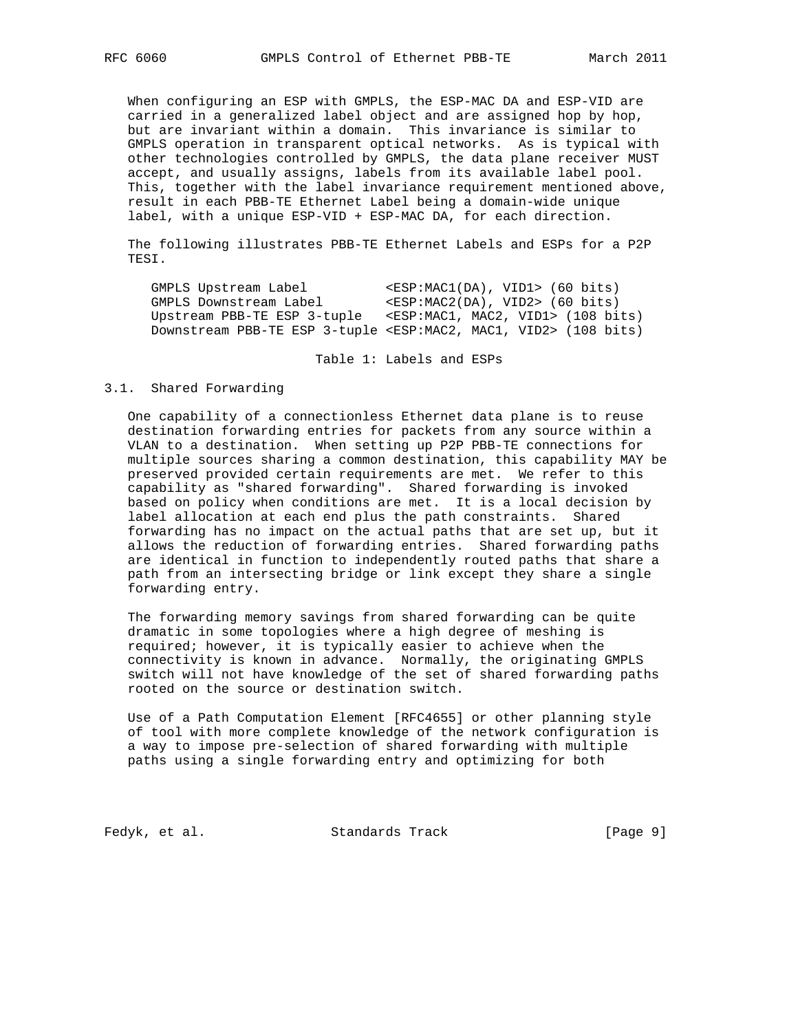When configuring an ESP with GMPLS, the ESP-MAC DA and ESP-VID are carried in a generalized label object and are assigned hop by hop, but are invariant within a domain. This invariance is similar to GMPLS operation in transparent optical networks. As is typical with other technologies controlled by GMPLS, the data plane receiver MUST accept, and usually assigns, labels from its available label pool. This, together with the label invariance requirement mentioned above, result in each PBB-TE Ethernet Label being a domain-wide unique label, with a unique ESP-VID + ESP-MAC DA, for each direction.

The following illustrates PBB-TE Ethernet Labels and ESPs for a P2P TESI.

```
GMPLS Upstream Label          <ESP:MAC1(DA), VID1> (60 bits)
GMPLS Downstream Label        <ESP:MAC2(DA), VID2> (60 bits)
Upstream PBB-TE ESP 3-tuple   <ESP:MAC1, MAC2, VID1> (108 bits)
Downstream PBB-TE ESP 3-tuple <ESP:MAC2, MAC1, VID2> (108 bits)
```

Table 1: Labels and ESPs

## 3.1. Shared Forwarding

One capability of a connectionless Ethernet data plane is to reuse destination forwarding entries for packets from any source within a VLAN to a destination. When setting up P2P PBB-TE connections for multiple sources sharing a common destination, this capability MAY be preserved provided certain requirements are met. We refer to this capability as "shared forwarding". Shared forwarding is invoked based on policy when conditions are met. It is a local decision by label allocation at each end plus the path constraints. Shared forwarding has no impact on the actual paths that are set up, but it allows the reduction of forwarding entries. Shared forwarding paths are identical in function to independently routed paths that share a path from an intersecting bridge or link except they share a single forwarding entry.

The forwarding memory savings from shared forwarding can be quite dramatic in some topologies where a high degree of meshing is required; however, it is typically easier to achieve when the connectivity is known in advance. Normally, the originating GMPLS switch will not have knowledge of the set of shared forwarding paths rooted on the source or destination switch.

Use of a Path Computation Element [RFC4655] or other planning style of tool with more complete knowledge of the network configuration is a way to impose pre-selection of shared forwarding with multiple paths using a single forwarding entry and optimizing for both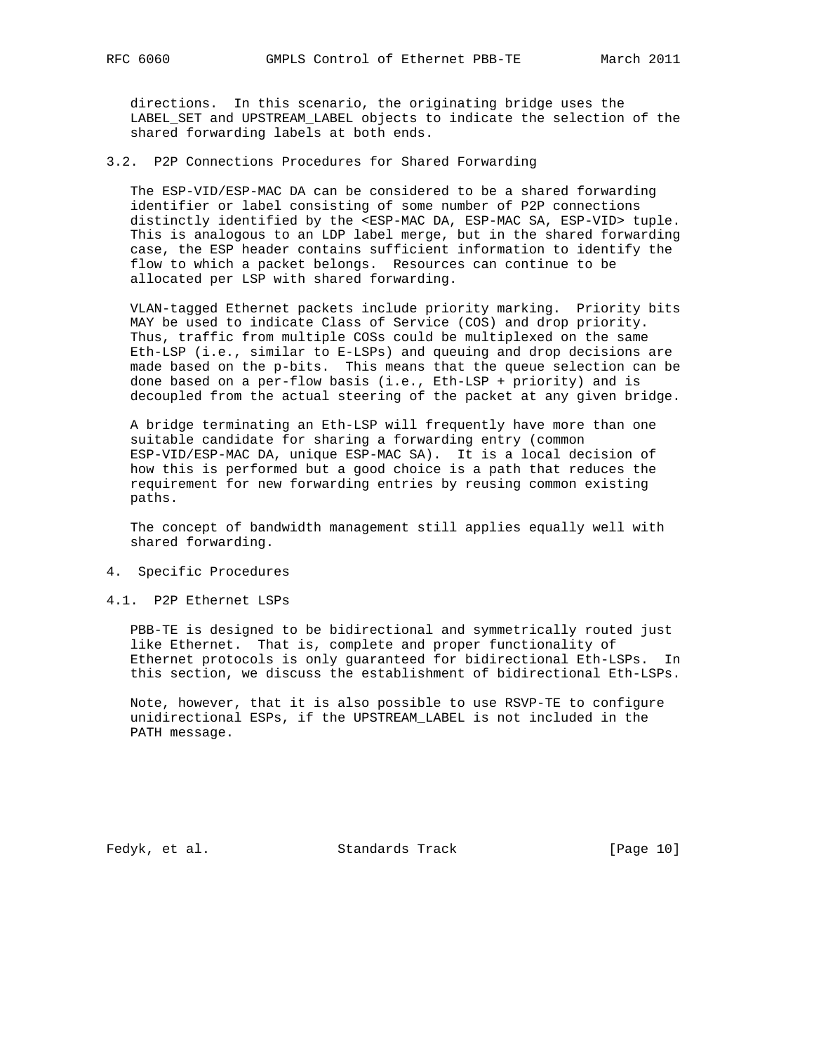directions. In this scenario, the originating bridge uses the LABEL_SET and UPSTREAM_LABEL objects to indicate the selection of the shared forwarding labels at both ends.

## 3.2. P2P Connections Procedures for Shared Forwarding

The ESP-VID/ESP-MAC DA can be considered to be a shared forwarding identifier or label consisting of some number of P2P connections distinctly identified by the <ESP-MAC DA, ESP-MAC SA, ESP-VID> tuple. This is analogous to an LDP label merge, but in the shared forwarding case, the ESP header contains sufficient information to identify the flow to which a packet belongs. Resources can continue to be allocated per LSP with shared forwarding.

VLAN-tagged Ethernet packets include priority marking. Priority bits MAY be used to indicate Class of Service (COS) and drop priority. Thus, traffic from multiple COSs could be multiplexed on the same Eth-LSP (i.e., similar to E-LSPs) and queuing and drop decisions are made based on the p-bits. This means that the queue selection can be done based on a per-flow basis (i.e., Eth-LSP + priority) and is decoupled from the actual steering of the packet at any given bridge.

A bridge terminating an Eth-LSP will frequently have more than one suitable candidate for sharing a forwarding entry (common ESP-VID/ESP-MAC DA, unique ESP-MAC SA). It is a local decision of how this is performed but a good choice is a path that reduces the requirement for new forwarding entries by reusing common existing paths.

The concept of bandwidth management still applies equally well with shared forwarding.

# 4. Specific Procedures

## 4.1. P2P Ethernet LSPs

PBB-TE is designed to be bidirectional and symmetrically routed just like Ethernet. That is, complete and proper functionality of Ethernet protocols is only guaranteed for bidirectional Eth-LSPs. In this section, we discuss the establishment of bidirectional Eth-LSPs.

Note, however, that it is also possible to use RSVP-TE to configure unidirectional ESPs, if the UPSTREAM_LABEL is not included in the PATH message.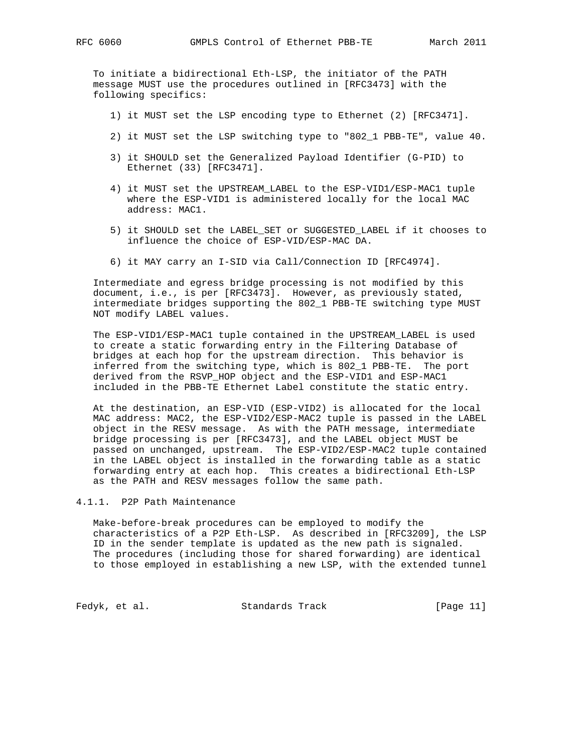To initiate a bidirectional Eth-LSP, the initiator of the PATH message MUST use the procedures outlined in [RFC3473] with the following specifics:

1) it MUST set the LSP encoding type to Ethernet (2) [RFC3471].

2) it MUST set the LSP switching type to "802_1 PBB-TE", value 40.

3) it SHOULD set the Generalized Payload Identifier (G-PID) to Ethernet (33) [RFC3471].

4) it MUST set the UPSTREAM_LABEL to the ESP-VID1/ESP-MAC1 tuple where the ESP-VID1 is administered locally for the local MAC address: MAC1.

5) it SHOULD set the LABEL_SET or SUGGESTED_LABEL if it chooses to influence the choice of ESP-VID/ESP-MAC DA.

6) it MAY carry an I-SID via Call/Connection ID [RFC4974].

Intermediate and egress bridge processing is not modified by this document, i.e., is per [RFC3473]. However, as previously stated, intermediate bridges supporting the 802_1 PBB-TE switching type MUST NOT modify LABEL values.

The ESP-VID1/ESP-MAC1 tuple contained in the UPSTREAM_LABEL is used to create a static forwarding entry in the Filtering Database of bridges at each hop for the upstream direction. This behavior is inferred from the switching type, which is 802_1 PBB-TE. The port derived from the RSVP_HOP object and the ESP-VID1 and ESP-MAC1 included in the PBB-TE Ethernet Label constitute the static entry.

At the destination, an ESP-VID (ESP-VID2) is allocated for the local MAC address: MAC2, the ESP-VID2/ESP-MAC2 tuple is passed in the LABEL object in the RESV message. As with the PATH message, intermediate bridge processing is per [RFC3473], and the LABEL object MUST be passed on unchanged, upstream. The ESP-VID2/ESP-MAC2 tuple contained in the LABEL object is installed in the forwarding table as a static forwarding entry at each hop. This creates a bidirectional Eth-LSP as the PATH and RESV messages follow the same path.

#### 4.1.1. P2P Path Maintenance

Make-before-break procedures can be employed to modify the characteristics of a P2P Eth-LSP. As described in [RFC3209], the LSP ID in the sender template is updated as the new path is signaled. The procedures (including those for shared forwarding) are identical to those employed in establishing a new LSP, with the extended tunnel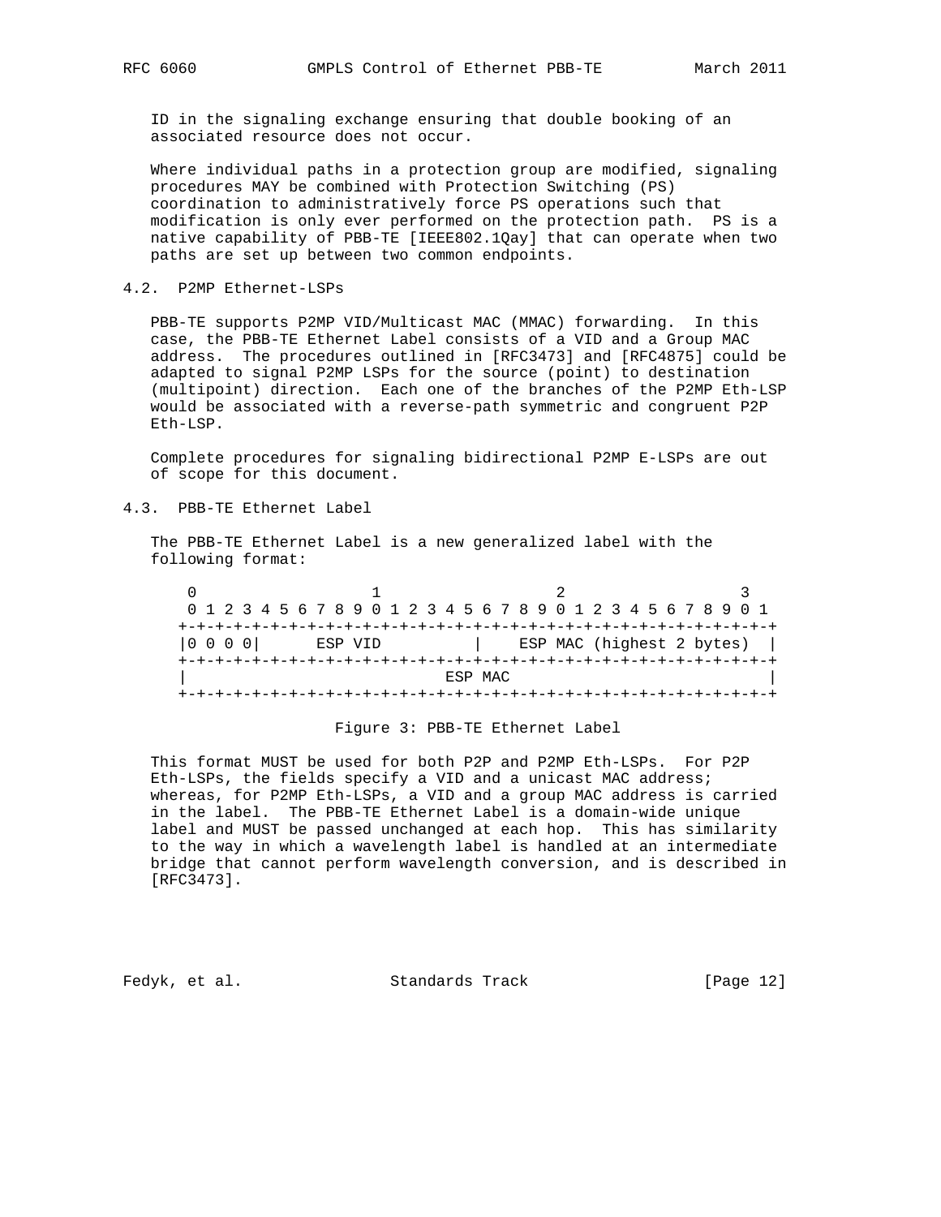ID in the signaling exchange ensuring that double booking of an associated resource does not occur.

Where individual paths in a protection group are modified, signaling procedures MAY be combined with Protection Switching (PS) coordination to administratively force PS operations such that modification is only ever performed on the protection path. PS is a native capability of PBB-TE [IEEE802.1Qay] that can operate when two paths are set up between two common endpoints.

## 4.2. P2MP Ethernet-LSPs

PBB-TE supports P2MP VID/Multicast MAC (MMAC) forwarding. In this case, the PBB-TE Ethernet Label consists of a VID and a Group MAC address. The procedures outlined in [RFC3473] and [RFC4875] could be adapted to signal P2MP LSPs for the source (point) to destination (multipoint) direction. Each one of the branches of the P2MP Eth-LSP would be associated with a reverse-path symmetric and congruent P2P Eth-LSP.

Complete procedures for signaling bidirectional P2MP E-LSPs are out of scope for this document.

## 4.3. PBB-TE Ethernet Label

The PBB-TE Ethernet Label is a new generalized label with the following format:

```
 0                   1                   2                   3
 0 1 2 3 4 5 6 7 8 9 0 1 2 3 4 5 6 7 8 9 0 1 2 3 4 5 6 7 8 9 0 1
+-+-+-+-+-+-+-+-+-+-+-+-+-+-+-+-+-+-+-+-+-+-+-+-+-+-+-+-+-+-+-+-+
|0 0 0 0|      ESP VID          |    ESP MAC (highest 2 bytes)  |
+-+-+-+-+-+-+-+-+-+-+-+-+-+-+-+-+-+-+-+-+-+-+-+-+-+-+-+-+-+-+-+-+
|                            ESP MAC                            |
+-+-+-+-+-+-+-+-+-+-+-+-+-+-+-+-+-+-+-+-+-+-+-+-+-+-+-+-+-+-+-+-+
```

Figure 3: PBB-TE Ethernet Label

This format MUST be used for both P2P and P2MP Eth-LSPs. For P2P Eth-LSPs, the fields specify a VID and a unicast MAC address; whereas, for P2MP Eth-LSPs, a VID and a group MAC address is carried in the label. The PBB-TE Ethernet Label is a domain-wide unique label and MUST be passed unchanged at each hop. This has similarity to the way in which a wavelength label is handled at an intermediate bridge that cannot perform wavelength conversion, and is described in [RFC3473].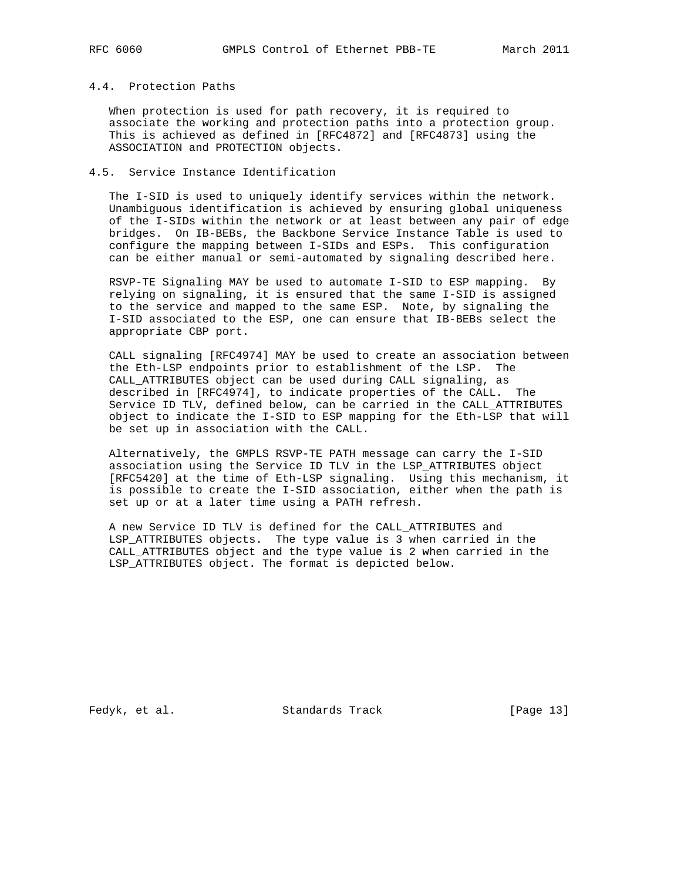### 4.4. Protection Paths

When protection is used for path recovery, it is required to associate the working and protection paths into a protection group. This is achieved as defined in [RFC4872] and [RFC4873] using the ASSOCIATION and PROTECTION objects.

### 4.5. Service Instance Identification

The I-SID is used to uniquely identify services within the network. Unambiguous identification is achieved by ensuring global uniqueness of the I-SIDs within the network or at least between any pair of edge bridges. On IB-BEBs, the Backbone Service Instance Table is used to configure the mapping between I-SIDs and ESPs. This configuration can be either manual or semi-automated by signaling described here.

RSVP-TE Signaling MAY be used to automate I-SID to ESP mapping. By relying on signaling, it is ensured that the same I-SID is assigned to the service and mapped to the same ESP. Note, by signaling the I-SID associated to the ESP, one can ensure that IB-BEBs select the appropriate CBP port.

CALL signaling [RFC4974] MAY be used to create an association between the Eth-LSP endpoints prior to establishment of the LSP. The CALL_ATTRIBUTES object can be used during CALL signaling, as described in [RFC4974], to indicate properties of the CALL. The Service ID TLV, defined below, can be carried in the CALL_ATTRIBUTES object to indicate the I-SID to ESP mapping for the Eth-LSP that will be set up in association with the CALL.

Alternatively, the GMPLS RSVP-TE PATH message can carry the I-SID association using the Service ID TLV in the LSP_ATTRIBUTES object [RFC5420] at the time of Eth-LSP signaling. Using this mechanism, it is possible to create the I-SID association, either when the path is set up or at a later time using a PATH refresh.

A new Service ID TLV is defined for the CALL_ATTRIBUTES and LSP_ATTRIBUTES objects. The type value is 3 when carried in the CALL_ATTRIBUTES object and the type value is 2 when carried in the LSP_ATTRIBUTES object. The format is depicted below.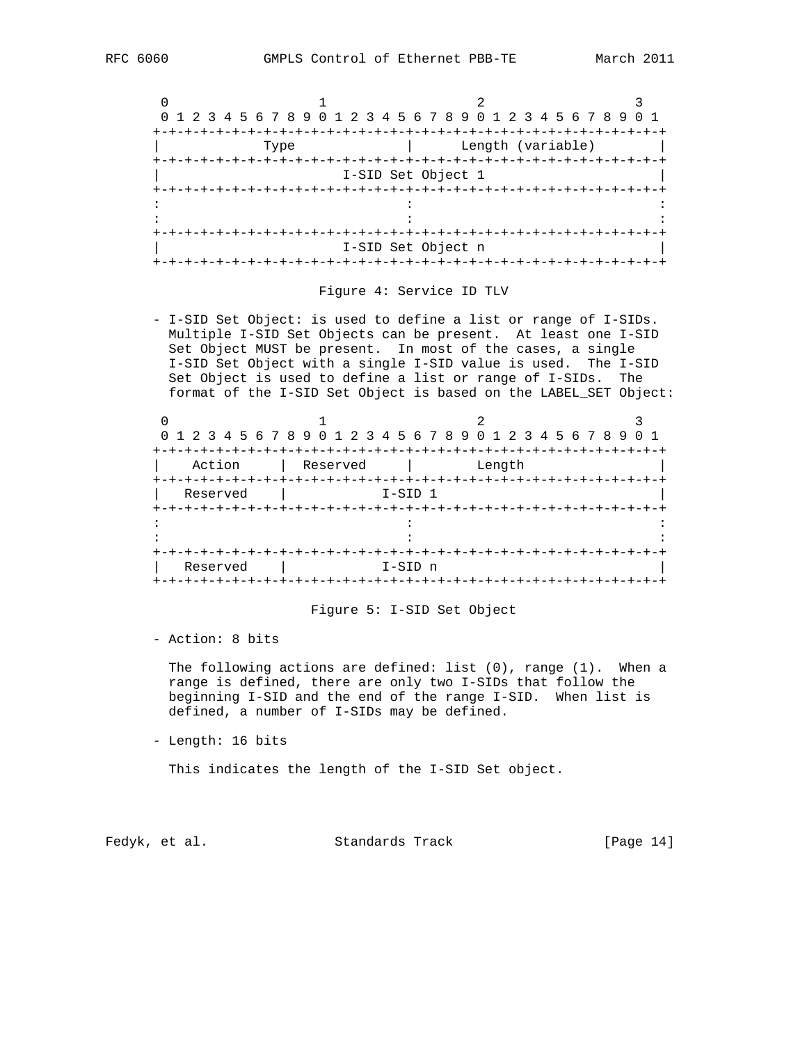```
 0                   1                   2                   3
 0 1 2 3 4 5 6 7 8 9 0 1 2 3 4 5 6 7 8 9 0 1 2 3 4 5 6 7 8 9 0 1
+-+-+-+-+-+-+-+-+-+-+-+-+-+-+-+-+-+-+-+-+-+-+-+-+-+-+-+-+-+-+-+-+
|            Type               |      Length (variable)        |
+-+-+-+-+-+-+-+-+-+-+-+-+-+-+-+-+-+-+-+-+-+-+-+-+-+-+-+-+-+-+-+-+
|                       I-SID Set Object 1                      |
+-+-+-+-+-+-+-+-+-+-+-+-+-+-+-+-+-+-+-+-+-+-+-+-+-+-+-+-+-+-+-+-+
:                               :                               :
:                               :                               :
+-+-+-+-+-+-+-+-+-+-+-+-+-+-+-+-+-+-+-+-+-+-+-+-+-+-+-+-+-+-+-+-+
|                       I-SID Set Object n                      |
+-+-+-+-+-+-+-+-+-+-+-+-+-+-+-+-+-+-+-+-+-+-+-+-+-+-+-+-+-+-+-+-+
```

Figure 4: Service ID TLV

- I-SID Set Object: is used to define a list or range of I-SIDs. Multiple I-SID Set Objects can be present. At least one I-SID Set Object MUST be present. In most of the cases, a single I-SID Set Object with a single I-SID value is used. The I-SID Set Object is used to define a list or range of I-SIDs. The format of the I-SID Set Object is based on the LABEL_SET Object:

```
 0                   1                   2                   3
 0 1 2 3 4 5 6 7 8 9 0 1 2 3 4 5 6 7 8 9 0 1 2 3 4 5 6 7 8 9 0 1
+-+-+-+-+-+-+-+-+-+-+-+-+-+-+-+-+-+-+-+-+-+-+-+-+-+-+-+-+-+-+-+-+
|    Action     |  Reserved     |        Length                 |
+-+-+-+-+-+-+-+-+-+-+-+-+-+-+-+-+-+-+-+-+-+-+-+-+-+-+-+-+-+-+-+-+
|   Reserved    |            I-SID 1                            |
+-+-+-+-+-+-+-+-+-+-+-+-+-+-+-+-+-+-+-+-+-+-+-+-+-+-+-+-+-+-+-+-+
:                               :                               :
:                               :                               :
+-+-+-+-+-+-+-+-+-+-+-+-+-+-+-+-+-+-+-+-+-+-+-+-+-+-+-+-+-+-+-+-+
|   Reserved    |            I-SID n                            |
+-+-+-+-+-+-+-+-+-+-+-+-+-+-+-+-+-+-+-+-+-+-+-+-+-+-+-+-+-+-+-+-+
```

Figure 5: I-SID Set Object

- Action: 8 bits

  The following actions are defined: list (0), range (1). When a range is defined, there are only two I-SIDs that follow the beginning I-SID and the end of the range I-SID. When list is defined, a number of I-SIDs may be defined.

- Length: 16 bits

  This indicates the length of the I-SID Set object.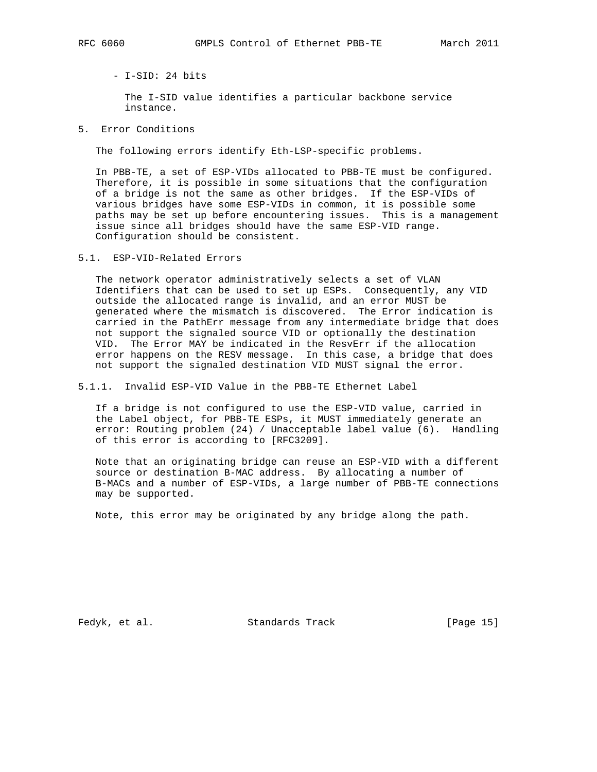- I-SID: 24 bits

  The I-SID value identifies a particular backbone service instance.

## 5. Error Conditions

The following errors identify Eth-LSP-specific problems.

In PBB-TE, a set of ESP-VIDs allocated to PBB-TE must be configured. Therefore, it is possible in some situations that the configuration of a bridge is not the same as other bridges. If the ESP-VIDs of various bridges have some ESP-VIDs in common, it is possible some paths may be set up before encountering issues. This is a management issue since all bridges should have the same ESP-VID range. Configuration should be consistent.

### 5.1. ESP-VID-Related Errors

The network operator administratively selects a set of VLAN Identifiers that can be used to set up ESPs. Consequently, any VID outside the allocated range is invalid, and an error MUST be generated where the mismatch is discovered. The Error indication is carried in the PathErr message from any intermediate bridge that does not support the signaled source VID or optionally the destination VID. The Error MAY be indicated in the ResvErr if the allocation error happens on the RESV message. In this case, a bridge that does not support the signaled destination VID MUST signal the error.

#### 5.1.1. Invalid ESP-VID Value in the PBB-TE Ethernet Label

If a bridge is not configured to use the ESP-VID value, carried in the Label object, for PBB-TE ESPs, it MUST immediately generate an error: Routing problem (24) / Unacceptable label value (6). Handling of this error is according to [RFC3209].

Note that an originating bridge can reuse an ESP-VID with a different source or destination B-MAC address. By allocating a number of B-MACs and a number of ESP-VIDs, a large number of PBB-TE connections may be supported.

Note, this error may be originated by any bridge along the path.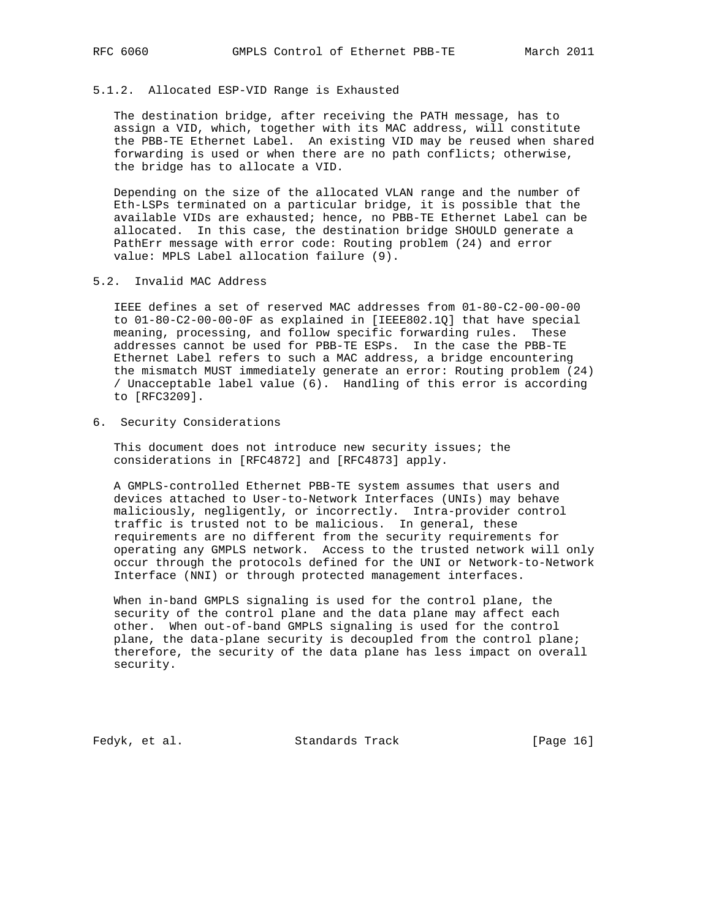#### 5.1.2. Allocated ESP-VID Range is Exhausted

The destination bridge, after receiving the PATH message, has to assign a VID, which, together with its MAC address, will constitute the PBB-TE Ethernet Label. An existing VID may be reused when shared forwarding is used or when there are no path conflicts; otherwise, the bridge has to allocate a VID.

Depending on the size of the allocated VLAN range and the number of Eth-LSPs terminated on a particular bridge, it is possible that the available VIDs are exhausted; hence, no PBB-TE Ethernet Label can be allocated. In this case, the destination bridge SHOULD generate a PathErr message with error code: Routing problem (24) and error value: MPLS Label allocation failure (9).

### 5.2. Invalid MAC Address

IEEE defines a set of reserved MAC addresses from 01-80-C2-00-00-00 to 01-80-C2-00-00-0F as explained in [IEEE802.1Q] that have special meaning, processing, and follow specific forwarding rules. These addresses cannot be used for PBB-TE ESPs. In the case the PBB-TE Ethernet Label refers to such a MAC address, a bridge encountering the mismatch MUST immediately generate an error: Routing problem (24) / Unacceptable label value (6). Handling of this error is according to [RFC3209].

## 6. Security Considerations

This document does not introduce new security issues; the considerations in [RFC4872] and [RFC4873] apply.

A GMPLS-controlled Ethernet PBB-TE system assumes that users and devices attached to User-to-Network Interfaces (UNIs) may behave maliciously, negligently, or incorrectly. Intra-provider control traffic is trusted not to be malicious. In general, these requirements are no different from the security requirements for operating any GMPLS network. Access to the trusted network will only occur through the protocols defined for the UNI or Network-to-Network Interface (NNI) or through protected management interfaces.

When in-band GMPLS signaling is used for the control plane, the security of the control plane and the data plane may affect each other. When out-of-band GMPLS signaling is used for the control plane, the data-plane security is decoupled from the control plane; therefore, the security of the data plane has less impact on overall security.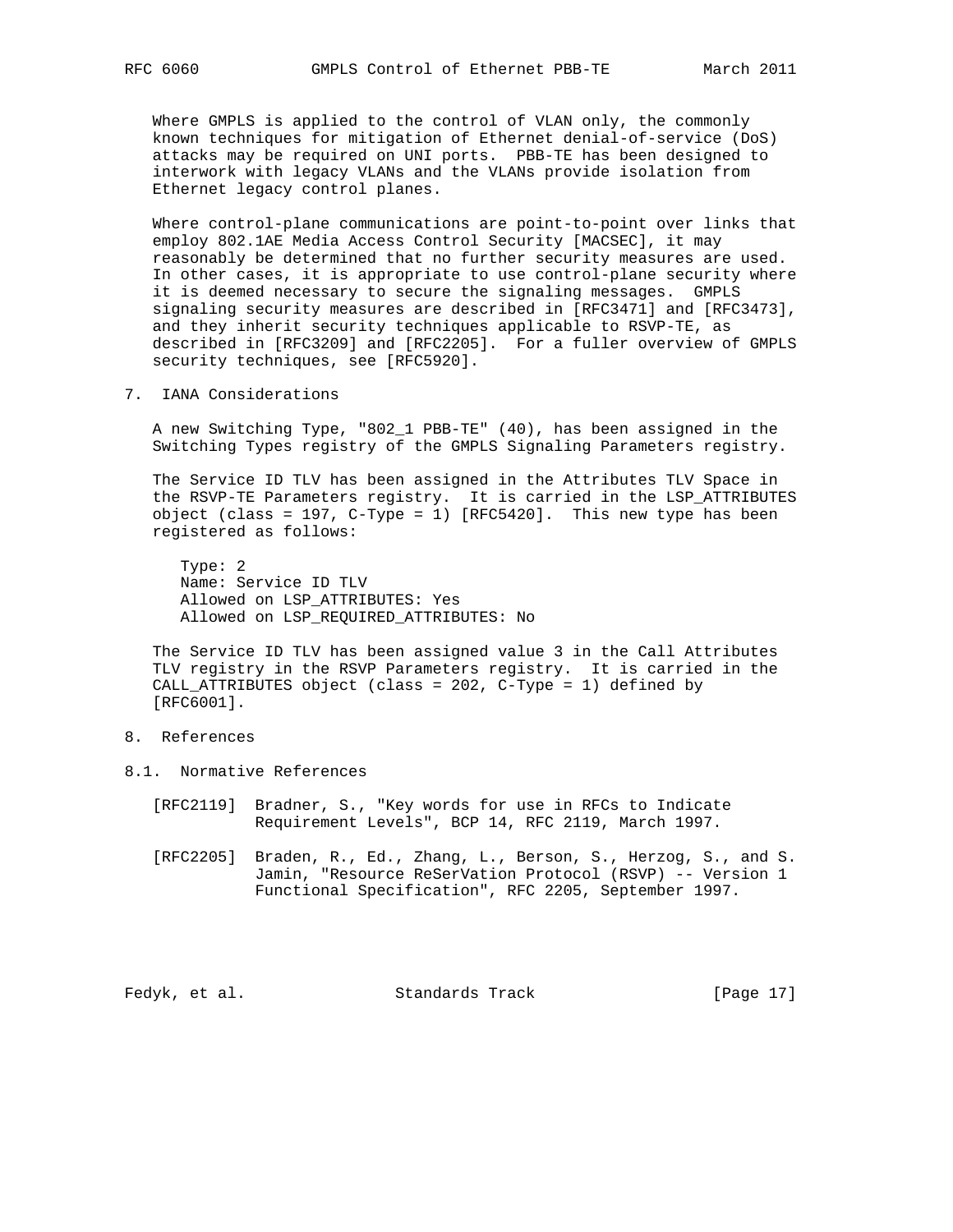Where GMPLS is applied to the control of VLAN only, the commonly known techniques for mitigation of Ethernet denial-of-service (DoS) attacks may be required on UNI ports. PBB-TE has been designed to interwork with legacy VLANs and the VLANs provide isolation from Ethernet legacy control planes.

Where control-plane communications are point-to-point over links that employ 802.1AE Media Access Control Security [MACSEC], it may reasonably be determined that no further security measures are used. In other cases, it is appropriate to use control-plane security where it is deemed necessary to secure the signaling messages. GMPLS signaling security measures are described in [RFC3471] and [RFC3473], and they inherit security techniques applicable to RSVP-TE, as described in [RFC3209] and [RFC2205]. For a fuller overview of GMPLS security techniques, see [RFC5920].

## 7. IANA Considerations

A new Switching Type, "802_1 PBB-TE" (40), has been assigned in the Switching Types registry of the GMPLS Signaling Parameters registry.

The Service ID TLV has been assigned in the Attributes TLV Space in the RSVP-TE Parameters registry. It is carried in the LSP_ATTRIBUTES object (class = 197, C-Type = 1) [RFC5420]. This new type has been registered as follows:

```
Type: 2
Name: Service ID TLV
Allowed on LSP_ATTRIBUTES: Yes
Allowed on LSP_REQUIRED_ATTRIBUTES: No
```

The Service ID TLV has been assigned value 3 in the Call Attributes TLV registry in the RSVP Parameters registry. It is carried in the CALL_ATTRIBUTES object (class = 202, C-Type = 1) defined by [RFC6001].

## 8. References

### 8.1. Normative References

[RFC2119] Bradner, S., "Key words for use in RFCs to Indicate Requirement Levels", BCP 14, RFC 2119, March 1997.

[RFC2205] Braden, R., Ed., Zhang, L., Berson, S., Herzog, S., and S. Jamin, "Resource ReSerVation Protocol (RSVP) -- Version 1 Functional Specification", RFC 2205, September 1997.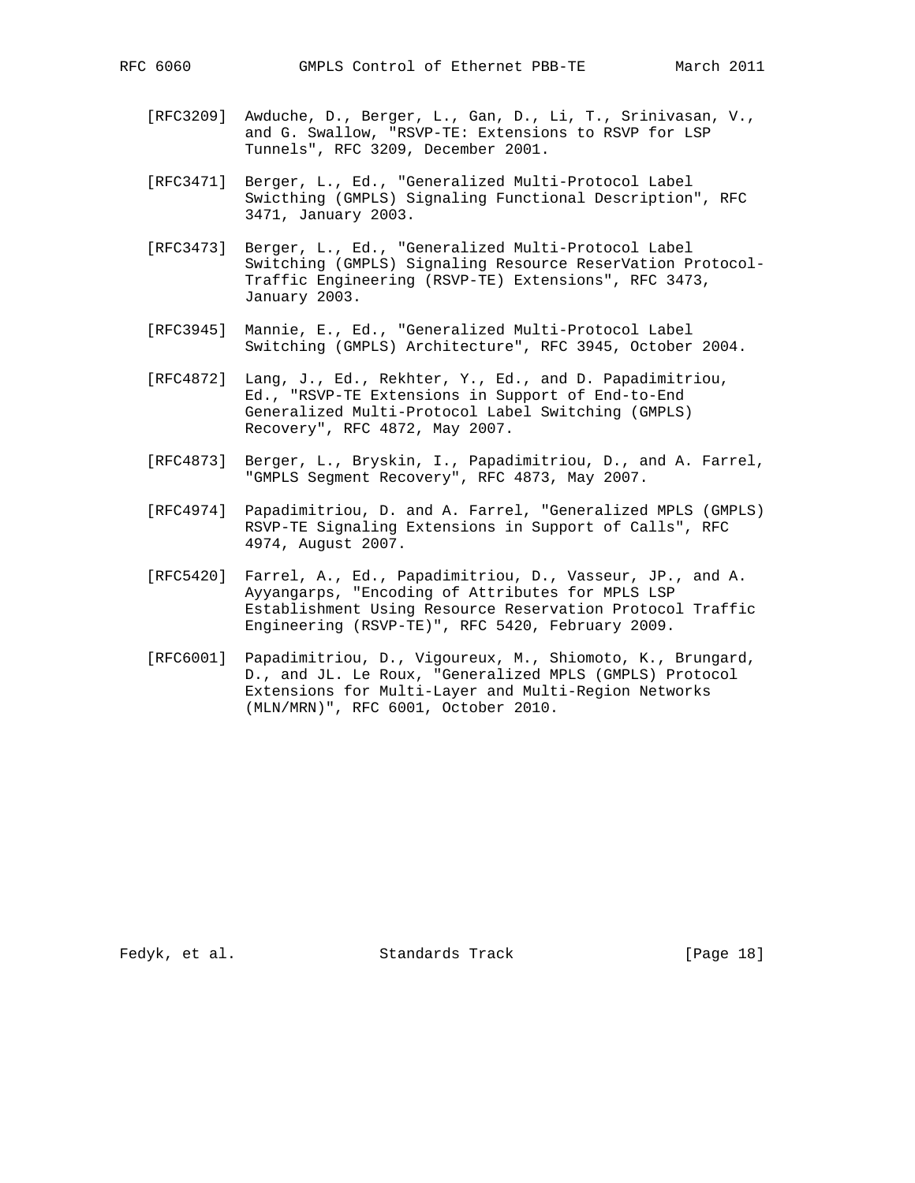[RFC3209] Awduche, D., Berger, L., Gan, D., Li, T., Srinivasan, V., and G. Swallow, "RSVP-TE: Extensions to RSVP for LSP Tunnels", RFC 3209, December 2001.

[RFC3471] Berger, L., Ed., "Generalized Multi-Protocol Label Swicthing (GMPLS) Signaling Functional Description", RFC 3471, January 2003.

[RFC3473] Berger, L., Ed., "Generalized Multi-Protocol Label Switching (GMPLS) Signaling Resource ReserVation Protocol-Traffic Engineering (RSVP-TE) Extensions", RFC 3473, January 2003.

[RFC3945] Mannie, E., Ed., "Generalized Multi-Protocol Label Switching (GMPLS) Architecture", RFC 3945, October 2004.

[RFC4872] Lang, J., Ed., Rekhter, Y., Ed., and D. Papadimitriou, Ed., "RSVP-TE Extensions in Support of End-to-End Generalized Multi-Protocol Label Switching (GMPLS) Recovery", RFC 4872, May 2007.

[RFC4873] Berger, L., Bryskin, I., Papadimitriou, D., and A. Farrel, "GMPLS Segment Recovery", RFC 4873, May 2007.

[RFC4974] Papadimitriou, D. and A. Farrel, "Generalized MPLS (GMPLS) RSVP-TE Signaling Extensions in Support of Calls", RFC 4974, August 2007.

[RFC5420] Farrel, A., Ed., Papadimitriou, D., Vasseur, JP., and A. Ayyangarps, "Encoding of Attributes for MPLS LSP Establishment Using Resource Reservation Protocol Traffic Engineering (RSVP-TE)", RFC 5420, February 2009.

[RFC6001] Papadimitriou, D., Vigoureux, M., Shiomoto, K., Brungard, D., and JL. Le Roux, "Generalized MPLS (GMPLS) Protocol Extensions for Multi-Layer and Multi-Region Networks (MLN/MRN)", RFC 6001, October 2010.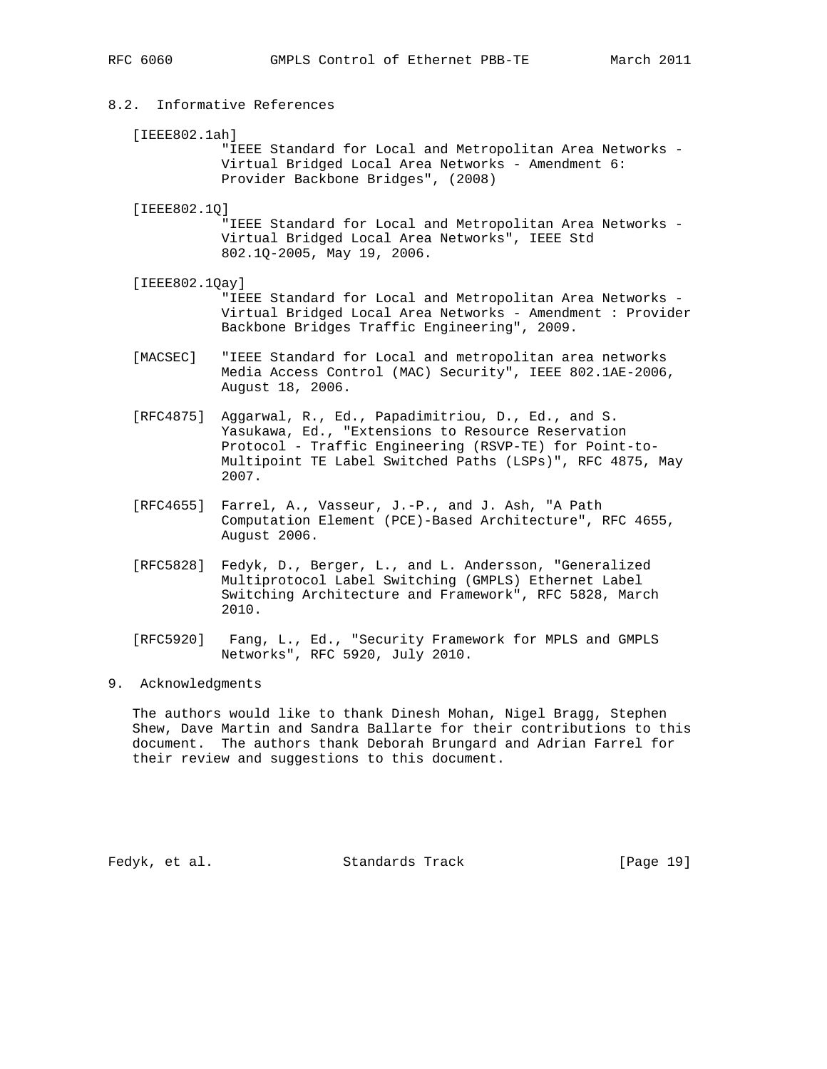## 8.2. Informative References

[IEEE802.1ah] "IEEE Standard for Local and Metropolitan Area Networks - Virtual Bridged Local Area Networks - Amendment 6: Provider Backbone Bridges", (2008)

[IEEE802.1Q] "IEEE Standard for Local and Metropolitan Area Networks - Virtual Bridged Local Area Networks", IEEE Std 802.1Q-2005, May 19, 2006.

[IEEE802.1Qay] "IEEE Standard for Local and Metropolitan Area Networks - Virtual Bridged Local Area Networks - Amendment : Provider Backbone Bridges Traffic Engineering", 2009.

[MACSEC] "IEEE Standard for Local and metropolitan area networks Media Access Control (MAC) Security", IEEE 802.1AE-2006, August 18, 2006.

[RFC4875] Aggarwal, R., Ed., Papadimitriou, D., Ed., and S. Yasukawa, Ed., "Extensions to Resource Reservation Protocol - Traffic Engineering (RSVP-TE) for Point-to-Multipoint TE Label Switched Paths (LSPs)", RFC 4875, May 2007.

[RFC4655] Farrel, A., Vasseur, J.-P., and J. Ash, "A Path Computation Element (PCE)-Based Architecture", RFC 4655, August 2006.

[RFC5828] Fedyk, D., Berger, L., and L. Andersson, "Generalized Multiprotocol Label Switching (GMPLS) Ethernet Label Switching Architecture and Framework", RFC 5828, March 2010.

[RFC5920] Fang, L., Ed., "Security Framework for MPLS and GMPLS Networks", RFC 5920, July 2010.

# 9. Acknowledgments

The authors would like to thank Dinesh Mohan, Nigel Bragg, Stephen Shew, Dave Martin and Sandra Ballarte for their contributions to this document. The authors thank Deborah Brungard and Adrian Farrel for their review and suggestions to this document.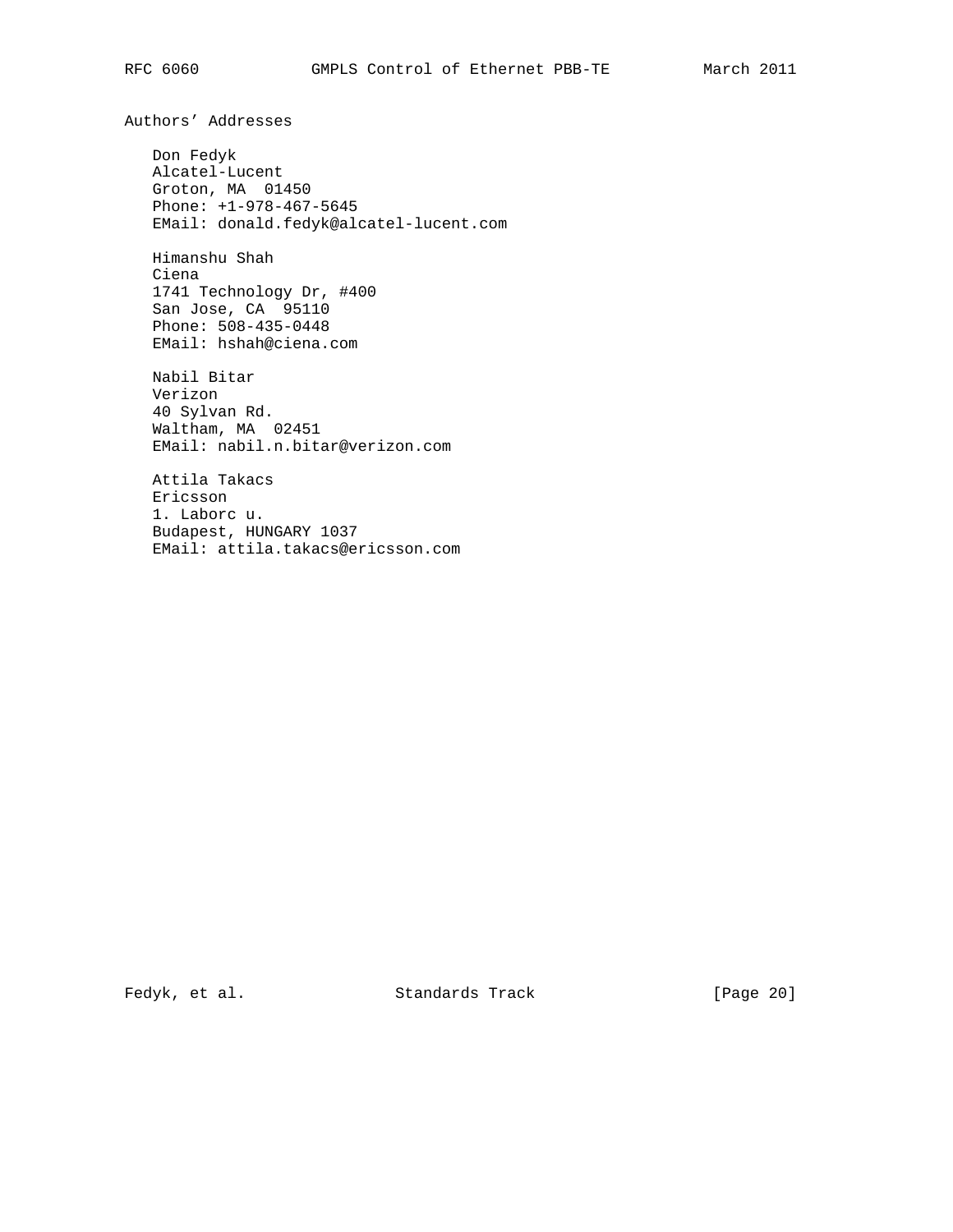## Authors' Addresses

Don Fedyk
Alcatel-Lucent
Groton, MA  01450
Phone: +1-978-467-5645
EMail: donald.fedyk@alcatel-lucent.com

Himanshu Shah
Ciena
1741 Technology Dr, #400
San Jose, CA  95110
Phone: 508-435-0448
EMail: hshah@ciena.com

Nabil Bitar
Verizon
40 Sylvan Rd.
Waltham, MA  02451
EMail: nabil.n.bitar@verizon.com

Attila Takacs
Ericsson
1. Laborc u.
Budapest, HUNGARY 1037
EMail: attila.takacs@ericsson.com